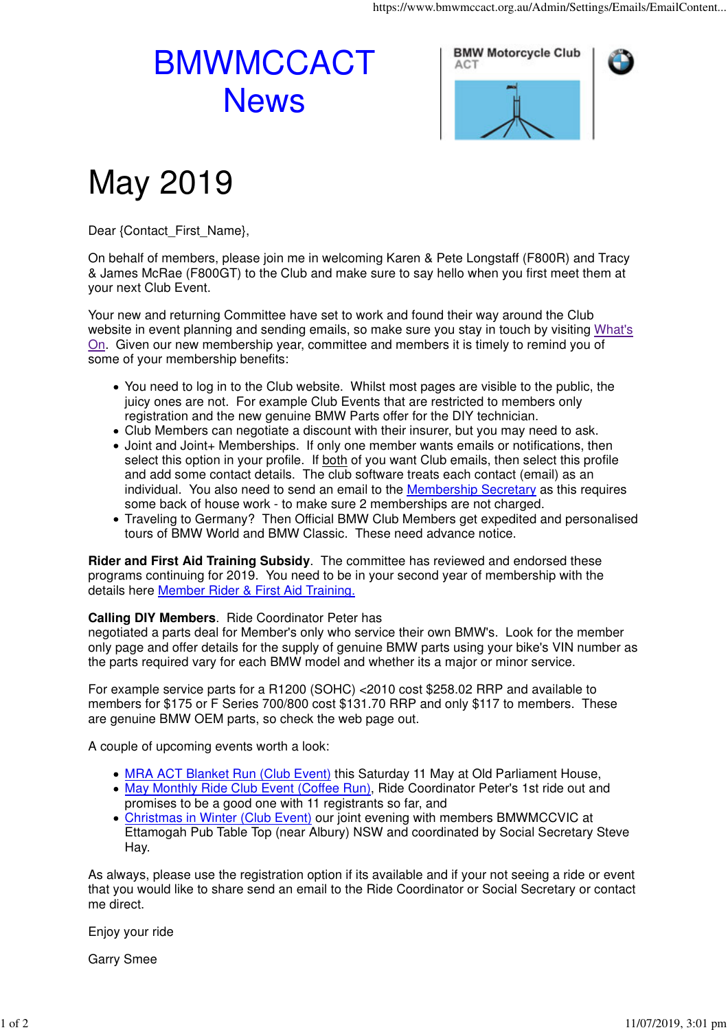# BMWMCCACT News

BMW Motorcycle Club ACT

# May 2019

Dear {Contact_First_Name},

On behalf of members, please join me in welcoming Karen & Pete Longstaff (F800R) and Tracy & James McRae (F800GT) to the Club and make sure to say hello when you first meet them at your next Club Event.

Your new and returning Committee have set to work and found their way around the Club website in event planning and sending emails, so make sure you stay in touch by visiting What's On. Given our new membership year, committee and members it is timely to remind you of some of your membership benefits:

- You need to log in to the Club website. Whilst most pages are visible to the public, the juicy ones are not. For example Club Events that are restricted to members only registration and the new genuine BMW Parts offer for the DIY technician.
- Club Members can negotiate a discount with their insurer, but you may need to ask.
- Joint and Joint+ Memberships. If only one member wants emails or notifications, then select this option in your profile. If both of you want Club emails, then select this profile and add some contact details. The club software treats each contact (email) as an individual. You also need to send an email to the Membership Secretary as this requires some back of house work - to make sure 2 memberships are not charged.
- Traveling to Germany? Then Official BMW Club Members get expedited and personalised tours of BMW World and BMW Classic. These need advance notice.

**Rider and First Aid Training Subsidy**. The committee has reviewed and endorsed these programs continuing for 2019. You need to be in your second year of membership with the details here Member Rider & First Aid Training.

**Calling DIY Members**. Ride Coordinator Peter has negotiated a parts deal for Member's only who service their own BMW's. Look for the member only page and offer details for the supply of genuine BMW parts using your bike's VIN number as the parts required vary for each BMW model and whether its a major or minor service.

For example service parts for a R1200 (SOHC) <2010 cost $258.02 RRP and available to members for $175 or F Series 700/800 cost $131.70 RRP and only $117 to members. These are genuine BMW OEM parts, so check the web page out.

A couple of upcoming events worth a look:

- MRA ACT Blanket Run (Club Event) this Saturday 11 May at Old Parliament House,
- May Monthly Ride Club Event (Coffee Run), Ride Coordinator Peter's 1st ride out and promises to be a good one with 11 registrants so far, and
- Christmas in Winter (Club Event) our joint evening with members BMWMCCVIC at Ettamogah Pub Table Top (near Albury) NSW and coordinated by Social Secretary Steve Hay.

As always, please use the registration option if its available and if your not seeing a ride or event that you would like to share send an email to the Ride Coordinator or Social Secretary or contact me direct.

Enjoy your ride

Garry Smee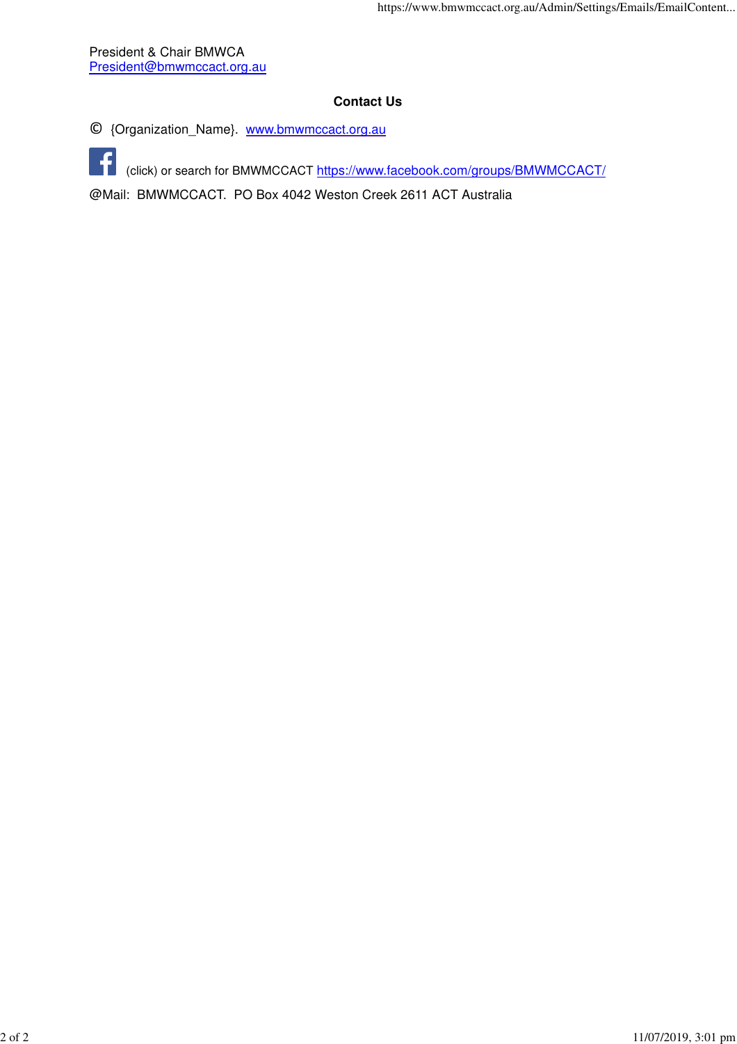President & Chair BMWCA
President@bmwmccact.org.au

**Contact Us**

© {Organization_Name}. www.bmwmccact.org.au

(click) or search for BMWMCCACT https://www.facebook.com/groups/BMWMCCACT/

@Mail: BMWMCCACT. PO Box 4042 Weston Creek 2611 ACT Australia